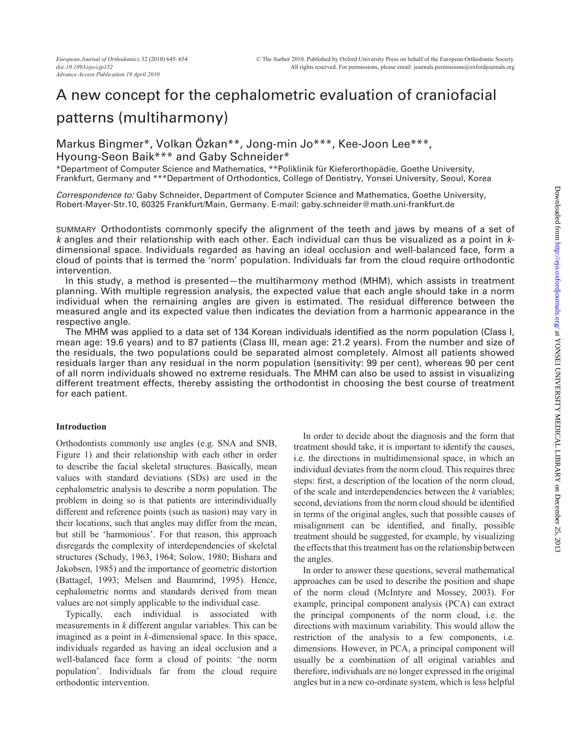# A new concept for the cephalometric evaluation of craniofacial patterns (multiharmony)

Markus Bingmer*, Volkan Özkan**, Jong-min Jo***, Kee-Joon Lee***, Hyoung-Seon Baik*** and Gaby Schneider*

*Department of Computer Science and Mathematics, **Poliklinik für Kieferorthopädie, Goethe University, Frankfurt, Germany and ***Department of Orthodontics, College of Dentistry, Yonsei University, Seoul, Korea

*Correspondence to:* Gaby Schneider, Department of Computer Science and Mathematics, Goethe University, Robert-Mayer-Str.10, 60325 Frankfurt/Main, Germany. E-mail: gaby.schneider@math.uni-frankfurt.de

SUMMARY Orthodontists commonly specify the alignment of the teeth and jaws by means of a set of $k$ angles and their relationship with each other. Each individual can thus be visualized as a point in $k$-dimensional space. Individuals regarded as having an ideal occlusion and well-balanced face, form a cloud of points that is termed the 'norm' population. Individuals far from the cloud require orthodontic intervention.

In this study, a method is presented—the multiharmony method (MHM), which assists in treatment planning. With multiple regression analysis, the expected value that each angle should take in a norm individual when the remaining angles are given is estimated. The residual difference between the measured angle and its expected value then indicates the deviation from a harmonic appearance in the respective angle.

The MHM was applied to a data set of 134 Korean individuals identified as the norm population (Class I, mean age: 19.6 years) and to 87 patients (Class III, mean age: 21.2 years). From the number and size of the residuals, the two populations could be separated almost completely. Almost all patients showed residuals larger than any residual in the norm population (sensitivity: 99 per cent), whereas 90 per cent of all norm individuals showed no extreme residuals. The MHM can also be used to assist in visualizing different treatment effects, thereby assisting the orthodontist in choosing the best course of treatment for each patient.

## Introduction

Orthodontists commonly use angles (e.g. SNA and SNB, Figure 1) and their relationship with each other in order to describe the facial skeletal structures. Basically, mean values with standard deviations (SDs) are used in the cephalometric analysis to describe a norm population. The problem in doing so is that patients are interindividually different and reference points (such as nasion) may vary in their locations, such that angles may differ from the mean, but still be 'harmonious'. For that reason, this approach disregards the complexity of interdependencies of skeletal structures (Schudy, 1963, 1964; Solow, 1980; Bishara and Jakobsen, 1985) and the importance of geometric distortion (Battagel, 1993; Melsen and Baumrind, 1995). Hence, cephalometric norms and standards derived from mean values are not simply applicable to the individual case.

Typically, each individual is associated with measurements in $k$ different angular variables. This can be imagined as a point in $k$-dimensional space. In this space, individuals regarded as having an ideal occlusion and a well-balanced face form a cloud of points: 'the norm population'. Individuals far from the cloud require orthodontic intervention.

In order to decide about the diagnosis and the form that treatment should take, it is important to identify the causes, i.e. the directions in multidimensional space, in which an individual deviates from the norm cloud. This requires three steps: first, a description of the location of the norm cloud, of the scale and interdependencies between the $k$ variables; second, deviations from the norm cloud should be identified in terms of the original angles, such that possible causes of misalignment can be identified, and finally, possible treatment should be suggested, for example, by visualizing the effects that this treatment has on the relationship between the angles.

In order to answer these questions, several mathematical approaches can be used to describe the position and shape of the norm cloud (McIntyre and Mossey, 2003). For example, principal component analysis (PCA) can extract the principal components of the norm cloud, i.e. the directions with maximum variability. This would allow the restriction of the analysis to a few components, i.e. dimensions. However, in PCA, a principal component will usually be a combination of all original variables and therefore, individuals are no longer expressed in the original angles but in a new co-ordinate system, which is less helpful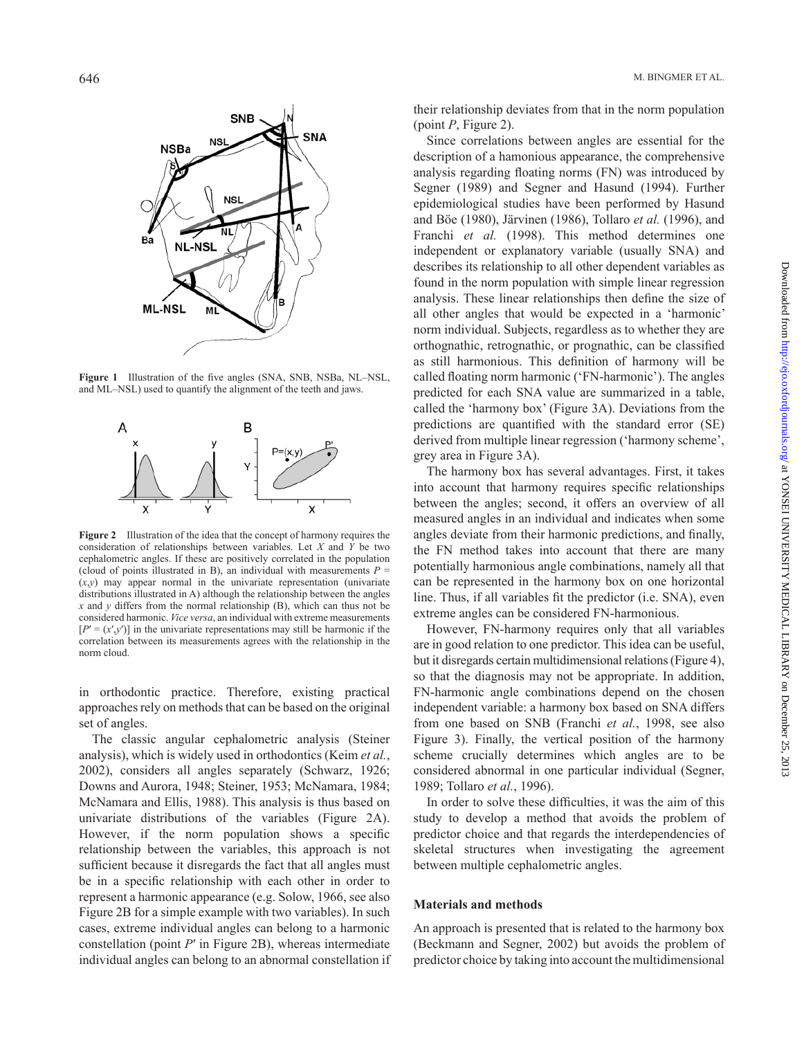**Figure 1** Illustration of the five angles (SNA, SNB, NSBa, NL–NSL, and ML–NSL) used to quantify the alignment of the teeth and jaws.

**Figure 2** Illustration of the idea that the concept of harmony requires the consideration of relationships between variables. Let *X* and *Y* be two cephalometric angles. If these are positively correlated in the population (cloud of points illustrated in B), an individual with measurements $P = (x,y)$ may appear normal in the univariate representation (univariate distributions illustrated in A) although the relationship between the angles *x* and *y* differs from the normal relationship (B), which can thus not be considered harmonic. *Vice versa*, an individual with extreme measurements $[P' = (x',y')]$ in the univariate representations may still be harmonic if the correlation between its measurements agrees with the relationship in the norm cloud.

in orthodontic practice. Therefore, existing practical approaches rely on methods that can be based on the original set of angles.

The classic angular cephalometric analysis (Steiner analysis), which is widely used in orthodontics (Keim *et al.*, 2002), considers all angles separately (Schwarz, 1926; Downs and Aurora, 1948; Steiner, 1953; McNamara, 1984; McNamara and Ellis, 1988). This analysis is thus based on univariate distributions of the variables (Figure 2A). However, if the norm population shows a specific relationship between the variables, this approach is not sufficient because it disregards the fact that all angles must be in a specific relationship with each other in order to represent a harmonic appearance (e.g. Solow, 1966, see also Figure 2B for a simple example with two variables). In such cases, extreme individual angles can belong to a harmonic constellation (point $P'$ in Figure 2B), whereas intermediate individual angles can belong to an abnormal constellation if their relationship deviates from that in the norm population (point *P*, Figure 2).

Since correlations between angles are essential for the description of a hamonious appearance, the comprehensive analysis regarding floating norms (FN) was introduced by Segner (1989) and Segner and Hasund (1994). Further epidemiological studies have been performed by Hasund and Böe (1980), Järvinen (1986), Tollaro *et al.* (1996), and Franchi *et al.* (1998). This method determines one independent or explanatory variable (usually SNA) and describes its relationship to all other dependent variables as found in the norm population with simple linear regression analysis. These linear relationships then define the size of all other angles that would be expected in a 'harmonic' norm individual. Subjects, regardless as to whether they are orthognathic, retrognathic, or prognathic, can be classified as still harmonious. This definition of harmony will be called floating norm harmonic ('FN-harmonic'). The angles predicted for each SNA value are summarized in a table, called the 'harmony box' (Figure 3A). Deviations from the predictions are quantified with the standard error (SE) derived from multiple linear regression ('harmony scheme', grey area in Figure 3A).

The harmony box has several advantages. First, it takes into account that harmony requires specific relationships between the angles; second, it offers an overview of all measured angles in an individual and indicates when some angles deviate from their harmonic predictions, and finally, the FN method takes into account that there are many potentially harmonious angle combinations, namely all that can be represented in the harmony box on one horizontal line. Thus, if all variables fit the predictor (i.e. SNA), even extreme angles can be considered FN-harmonious.

However, FN-harmony requires only that all variables are in good relation to one predictor. This idea can be useful, but it disregards certain multidimensional relations (Figure 4), so that the diagnosis may not be appropriate. In addition, FN-harmonic angle combinations depend on the chosen independent variable: a harmony box based on SNA differs from one based on SNB (Franchi *et al.*, 1998, see also Figure 3). Finally, the vertical position of the harmony scheme crucially determines which angles are to be considered abnormal in one particular individual (Segner, 1989; Tollaro *et al.*, 1996).

In order to solve these difficulties, it was the aim of this study to develop a method that avoids the problem of predictor choice and that regards the interdependencies of skeletal structures when investigating the agreement between multiple cephalometric angles.

## Materials and methods

An approach is presented that is related to the harmony box (Beckmann and Segner, 2002) but avoids the problem of predictor choice by taking into account the multidimensional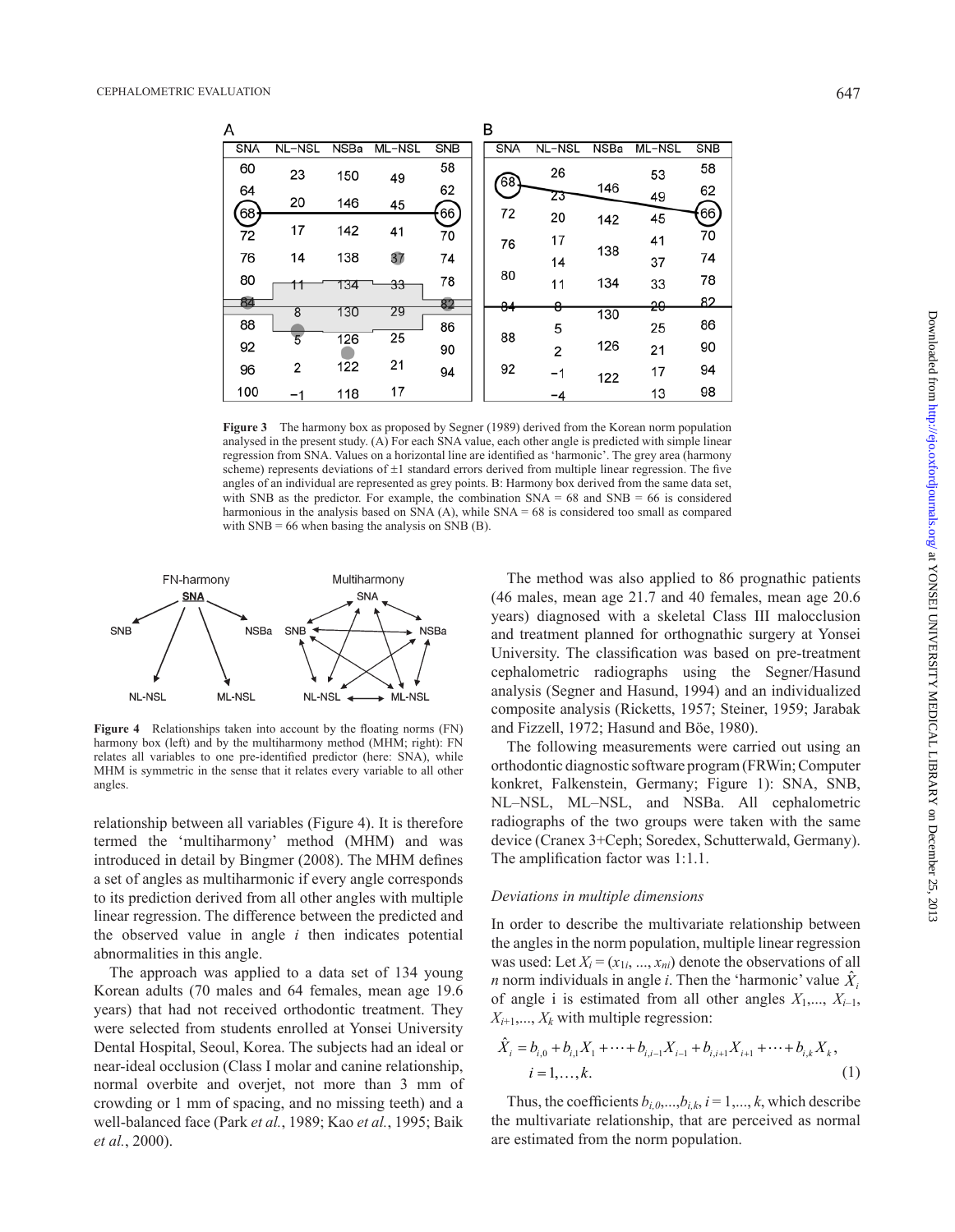Figure 3 The harmony box as proposed by Segner (1989) derived from the Korean norm population analysed in the present study. (A) For each SNA value, each other angle is predicted with simple linear regression from SNA. Values on a horizontal line are identified as 'harmonic'. The grey area (harmony scheme) represents deviations of ±1 standard errors derived from multiple linear regression. The five angles of an individual are represented as grey points. B: Harmony box derived from the same data set, with SNB as the predictor. For example, the combination SNA = 68 and SNB = 66 is considered harmonious in the analysis based on SNA (A), while SNA = 68 is considered too small as compared with SNB = 66 when basing the analysis on SNB (B).

Figure 4 Relationships taken into account by the floating norms (FN) harmony box (left) and by the multiharmony method (MHM; right): FN relates all variables to one pre-identified predictor (here: SNA), while MHM is symmetric in the sense that it relates every variable to all other angles.

relationship between all variables (Figure 4). It is therefore termed the 'multiharmony' method (MHM) and was introduced in detail by Bingmer (2008). The MHM defines a set of angles as multiharmonic if every angle corresponds to its prediction derived from all other angles with multiple linear regression. The difference between the predicted and the observed value in angle $i$ then indicates potential abnormalities in this angle.

The approach was applied to a data set of 134 young Korean adults (70 males and 64 females, mean age 19.6 years) that had not received orthodontic treatment. They were selected from students enrolled at Yonsei University Dental Hospital, Seoul, Korea. The subjects had an ideal or near-ideal occlusion (Class I molar and canine relationship, normal overbite and overjet, not more than 3 mm of crowding or 1 mm of spacing, and no missing teeth) and a well-balanced face (Park *et al.*, 1989; Kao *et al.*, 1995; Baik *et al.*, 2000).

The method was also applied to 86 prognathic patients (46 males, mean age 21.7 and 40 females, mean age 20.6 years) diagnosed with a skeletal Class III malocclusion and treatment planned for orthognathic surgery at Yonsei University. The classification was based on pre-treatment cephalometric radiographs using the Segner/Hasund analysis (Segner and Hasund, 1994) and an individualized composite analysis (Ricketts, 1957; Steiner, 1959; Jarabak and Fizzell, 1972; Hasund and Böe, 1980).

The following measurements were carried out using an orthodontic diagnostic software program (FRWin; Computer konkret, Falkenstein, Germany; Figure 1): SNA, SNB, NL–NSL, ML–NSL, and NSBa. All cephalometric radiographs of the two groups were taken with the same device (Cranex 3+Ceph; Soredex, Schutterwald, Germany). The amplification factor was 1:1.1.

### *Deviations in multiple dimensions*

In order to describe the multivariate relationship between the angles in the norm population, multiple linear regression was used: Let $X_i = (x_{1i}, ..., x_{ni})$ denote the observations of all $n$ norm individuals in angle $i$. Then the 'harmonic' value $\hat{X}_i$ of angle i is estimated from all other angles $X_1,..., X_{i-1}, X_{i+1},..., X_k$ with multiple regression:

$$\hat{X}_i = b_{i,0} + b_{i,1}X_1 + \cdots + b_{i,i-1}X_{i-1} + b_{i,i+1}X_{i+1} + \cdots + b_{i,k}X_k,$$
$$i = 1,\ldots,k. \qquad (1)$$

Thus, the coefficients $b_{i,0},...,b_{i,k}$, $i = 1,..., k$, which describe the multivariate relationship, that are perceived as normal are estimated from the norm population.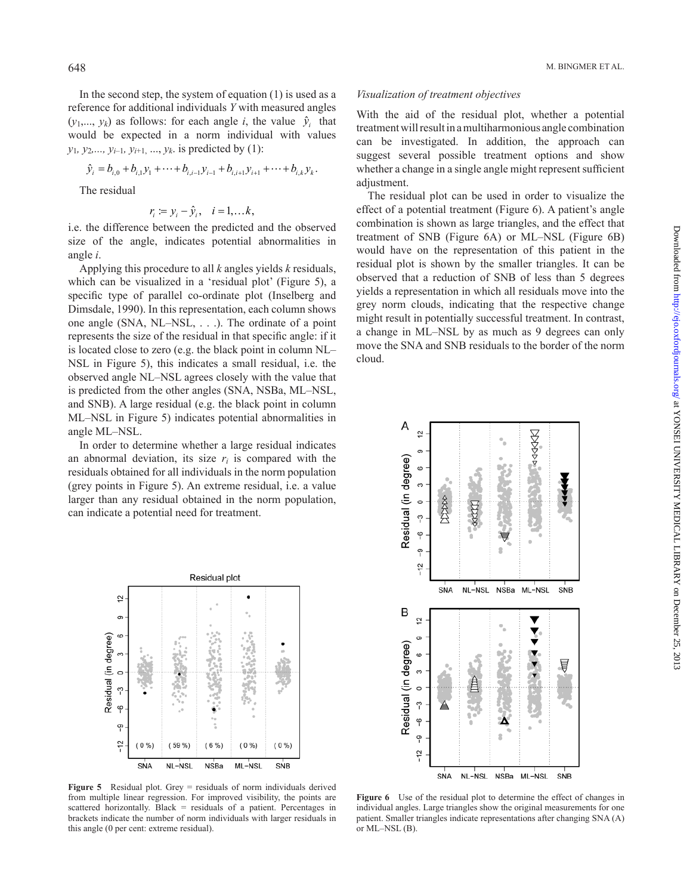In the second step, the system of equation (1) is used as a reference for additional individuals $Y$ with measured angles ($y_1$,..., $y_k$) as follows: for each angle $i$, the value $\hat{y}_i$ that would be expected in a norm individual with values $y_1, y_2,..., y_{i-1}, y_{i+1}, ..., y_k$. is predicted by (1):

$$\hat{y}_i = b_{i,0} + b_{i,1}y_1 + \cdots + b_{i,i-1}y_{i-1} + b_{i,i+1}y_{i+1} + \cdots + b_{i,k}y_k.$$

The residual

$$r_i := y_i - \hat{y}_i, \quad i = 1, \ldots k,$$

i.e. the difference between the predicted and the observed size of the angle, indicates potential abnormalities in angle $i$.

Applying this procedure to all $k$ angles yields $k$ residuals, which can be visualized in a 'residual plot' (Figure 5), a specific type of parallel co-ordinate plot (Inselberg and Dimsdale, 1990). In this representation, each column shows one angle (SNA, NL–NSL, . . .). The ordinate of a point represents the size of the residual in that specific angle: if it is located close to zero (e.g. the black point in column NL–NSL in Figure 5), this indicates a small residual, i.e. the observed angle NL–NSL agrees closely with the value that is predicted from the other angles (SNA, NSBa, ML–NSL, and SNB). A large residual (e.g. the black point in column ML–NSL in Figure 5) indicates potential abnormalities in angle ML–NSL.

In order to determine whether a large residual indicates an abnormal deviation, its size $r_i$ is compared with the residuals obtained for all individuals in the norm population (grey points in Figure 5). An extreme residual, i.e. a value larger than any residual obtained in the norm population, can indicate a potential need for treatment.

**Figure 5** Residual plot. Grey = residuals of norm individuals derived from multiple linear regression. For improved visibility, the points are scattered horizontally. Black = residuals of a patient. Percentages in brackets indicate the number of norm individuals with larger residuals in this angle (0 per cent: extreme residual).

*Visualization of treatment objectives*

With the aid of the residual plot, whether a potential treatment will result in a multiharmonious angle combination can be investigated. In addition, the approach can suggest several possible treatment options and show whether a change in a single angle might represent sufficient adjustment.

The residual plot can be used in order to visualize the effect of a potential treatment (Figure 6). A patient's angle combination is shown as large triangles, and the effect that treatment of SNB (Figure 6A) or ML–NSL (Figure 6B) would have on the representation of this patient in the residual plot is shown by the smaller triangles. It can be observed that a reduction of SNB of less than 5 degrees yields a representation in which all residuals move into the grey norm clouds, indicating that the respective change might result in potentially successful treatment. In contrast, a change in ML–NSL by as much as 9 degrees can only move the SNA and SNB residuals to the border of the norm cloud.

**Figure 6** Use of the residual plot to determine the effect of changes in individual angles. Large triangles show the original measurements for one patient. Smaller triangles indicate representations after changing SNA (A) or ML–NSL (B).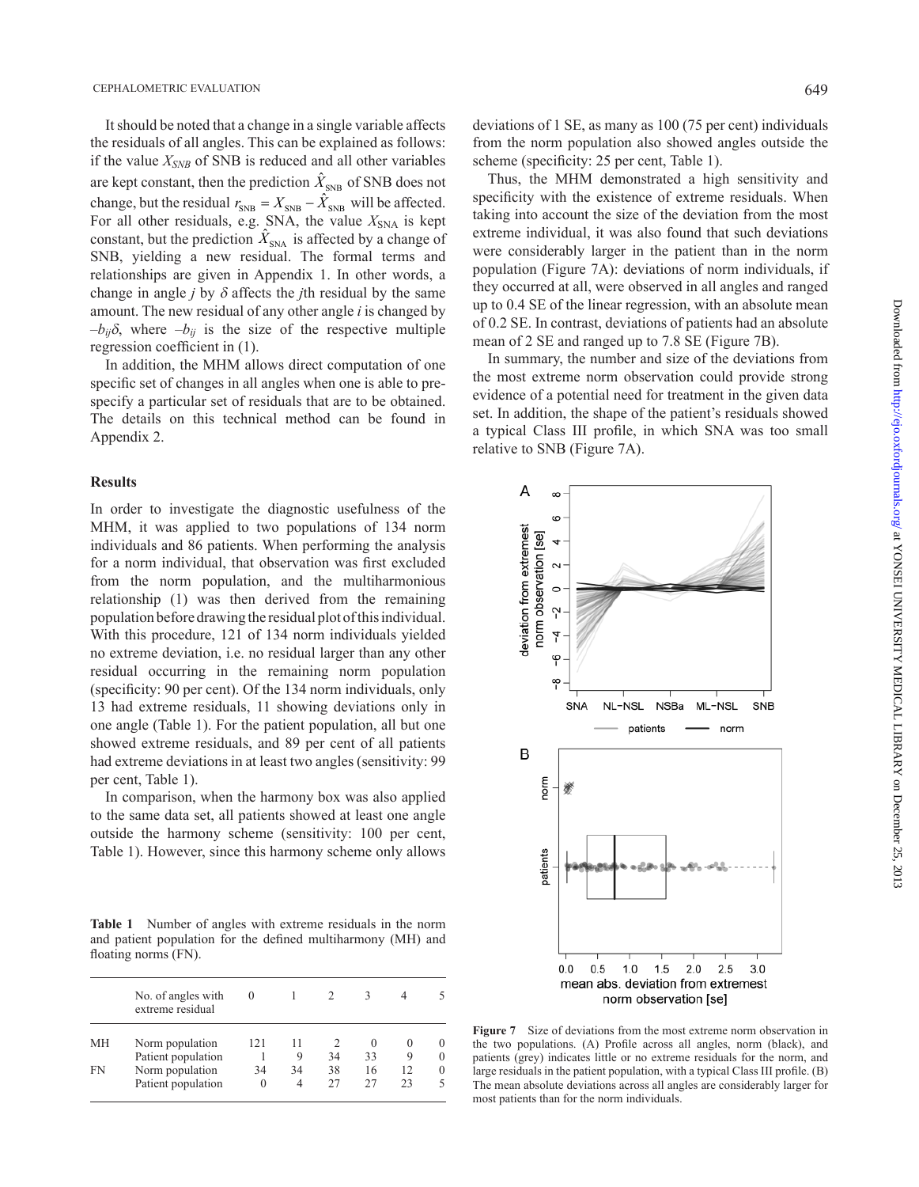It should be noted that a change in a single variable affects the residuals of all angles. This can be explained as follows: if the value $X_{SNB}$ of SNB is reduced and all other variables are kept constant, then the prediction $\hat{X}_{SNB}$ of SNB does not change, but the residual $r_{SNB} = X_{SNB} - \hat{X}_{SNB}$ will be affected. For all other residuals, e.g. SNA, the value $X_{SNA}$ is kept constant, but the prediction $\hat{X}_{SNA}$ is affected by a change of SNB, yielding a new residual. The formal terms and relationships are given in Appendix 1. In other words, a change in angle $j$ by $\delta$ affects the $j$th residual by the same amount. The new residual of any other angle $i$ is changed by $-b_{ij}\delta$, where $-b_{ij}$ is the size of the respective multiple regression coefficient in (1).

In addition, the MHM allows direct computation of one specific set of changes in all angles when one is able to pre-specify a particular set of residuals that are to be obtained. The details on this technical method can be found in Appendix 2.

## Results

In order to investigate the diagnostic usefulness of the MHM, it was applied to two populations of 134 norm individuals and 86 patients. When performing the analysis for a norm individual, that observation was first excluded from the norm population, and the multiharmonious relationship (1) was then derived from the remaining population before drawing the residual plot of this individual. With this procedure, 121 of 134 norm individuals yielded no extreme deviation, i.e. no residual larger than any other residual occurring in the remaining norm population (specificity: 90 per cent). Of the 134 norm individuals, only 13 had extreme residuals, 11 showing deviations only in one angle (Table 1). For the patient population, all but one showed extreme residuals, and 89 per cent of all patients had extreme deviations in at least two angles (sensitivity: 99 per cent, Table 1).

In comparison, when the harmony box was also applied to the same data set, all patients showed at least one angle outside the harmony scheme (sensitivity: 100 per cent, Table 1). However, since this harmony scheme only allows deviations of 1 SE, as many as 100 (75 per cent) individuals from the norm population also showed angles outside the scheme (specificity: 25 per cent, Table 1).

Thus, the MHM demonstrated a high sensitivity and specificity with the existence of extreme residuals. When taking into account the size of the deviation from the most extreme individual, it was also found that such deviations were considerably larger in the patient than in the norm population (Figure 7A): deviations of norm individuals, if they occurred at all, were observed in all angles and ranged up to 0.4 SE of the linear regression, with an absolute mean of 0.2 SE. In contrast, deviations of patients had an absolute mean of 2 SE and ranged up to 7.8 SE (Figure 7B).

In summary, the number and size of the deviations from the most extreme norm observation could provide strong evidence of a potential need for treatment in the given data set. In addition, the shape of the patient's residuals showed a typical Class III profile, in which SNA was too small relative to SNB (Figure 7A).

**Table 1** Number of angles with extreme residuals in the norm and patient population for the defined multiharmony (MH) and floating norms (FN).

| | No. of angles with extreme residual | 0 | 1 | 2 | 3 | 4 | 5 |
|---|---|---|---|---|---|---|---|
| MH | Norm population | 121 | 11 | 2 | 0 | 0 | 0 |
| | Patient population | 1 | 9 | 34 | 33 | 9 | 0 |
| FN | Norm population | 34 | 34 | 38 | 16 | 12 | 0 |
| | Patient population | 0 | 4 | 27 | 27 | 23 | 5 |

**Figure 7** Size of deviations from the most extreme norm observation in the two populations. (A) Profile across all angles, norm (black), and patients (grey) indicates little or no extreme residuals for the norm, and large residuals in the patient population, with a typical Class III profile. (B) The mean absolute deviations across all angles are considerably larger for most patients than for the norm individuals.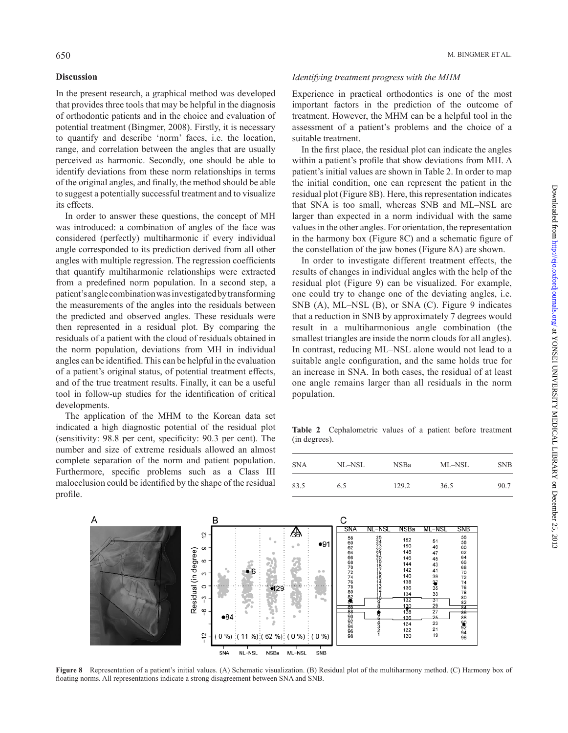## Discussion

In the present research, a graphical method was developed that provides three tools that may be helpful in the diagnosis of orthodontic patients and in the choice and evaluation of potential treatment (Bingmer, 2008). Firstly, it is necessary to quantify and describe 'norm' faces, i.e. the location, range, and correlation between the angles that are usually perceived as harmonic. Secondly, one should be able to identify deviations from these norm relationships in terms of the original angles, and finally, the method should be able to suggest a potentially successful treatment and to visualize its effects.

In order to answer these questions, the concept of MH was introduced: a combination of angles of the face was considered (perfectly) multiharmonic if every individual angle corresponded to its prediction derived from all other angles with multiple regression. The regression coefficients that quantify multiharmonic relationships were extracted from a predefined norm population. In a second step, a patient's angle combination was investigated by transforming the measurements of the angles into the residuals between the predicted and observed angles. These residuals were then represented in a residual plot. By comparing the residuals of a patient with the cloud of residuals obtained in the norm population, deviations from MH in individual angles can be identified. This can be helpful in the evaluation of a patient's original status, of potential treatment effects, and of the true treatment results. Finally, it can be a useful tool in follow-up studies for the identification of critical developments.

The application of the MHM to the Korean data set indicated a high diagnostic potential of the residual plot (sensitivity: 98.8 per cent, specificity: 90.3 per cent). The number and size of extreme residuals allowed an almost complete separation of the norm and patient population. Furthermore, specific problems such as a Class III malocclusion could be identified by the shape of the residual profile.

### *Identifying treatment progress with the MHM*

Experience in practical orthodontics is one of the most important factors in the prediction of the outcome of treatment. However, the MHM can be a helpful tool in the assessment of a patient's problems and the choice of a suitable treatment.

In the first place, the residual plot can indicate the angles within a patient's profile that show deviations from MH. A patient's initial values are shown in Table 2. In order to map the initial condition, one can represent the patient in the residual plot (Figure 8B). Here, this representation indicates that SNA is too small, whereas SNB and ML–NSL are larger than expected in a norm individual with the same values in the other angles. For orientation, the representation in the harmony box (Figure 8C) and a schematic figure of the constellation of the jaw bones (Figure 8A) are shown.

In order to investigate different treatment effects, the results of changes in individual angles with the help of the residual plot (Figure 9) can be visualized. For example, one could try to change one of the deviating angles, i.e. SNB (A), ML–NSL (B), or SNA (C). Figure 9 indicates that a reduction in SNB by approximately 7 degrees would result in a multiharmonious angle combination (the smallest triangles are inside the norm clouds for all angles). In contrast, reducing ML–NSL alone would not lead to a suitable angle configuration, and the same holds true for an increase in SNA. In both cases, the residual of at least one angle remains larger than all residuals in the norm population.

**Table 2** Cephalometric values of a patient before treatment (in degrees).

| SNA | NL–NSL | NSBa | ML–NSL | SNB |
|---|---|---|---|---|
| 83.5 | 6.5 | 129.2 | 36.5 | 90.7 |

A

B

Residual (in degree)

12
9
6
3
0
−3
−6
−12

36
91
6
129
84

( 0 %) ( 11 %) ( 62 %) ( 0 %) ( 0 %)

SNA NL-NSL NSBa ML-NSL SNB

C

SNA NL-NSL NSBa ML-NSL SNB

**Figure 8** Representation of a patient's initial values. (A) Schematic visualization. (B) Residual plot of the multiharmony method. (C) Harmony box of floating norms. All representations indicate a strong disagreement between SNA and SNB.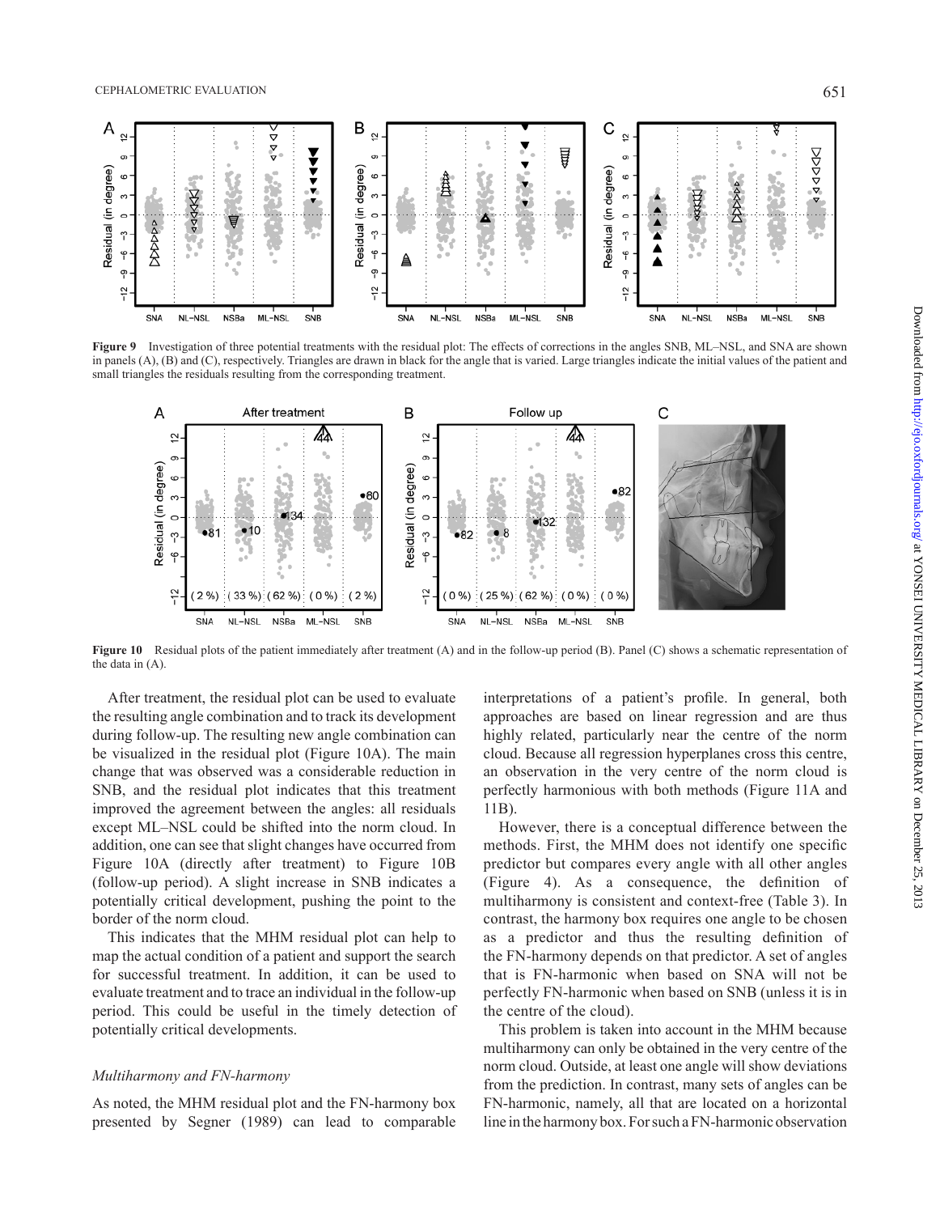A
Residual (in degree)
12
9
6
3
0
−3
−6
−9
−12
SNA NL–NSL NSBa ML–NSL SNB

B
Residual (in degree)
12
9
6
3
0
−3
−6
−9
−12
SNA NL–NSL NSBa ML–NSL SNB

C
Residual (in degree)
12
9
6
3
0
−3
−6
−9
−12
SNA NL–NSL NSBa ML–NSL SNB

**Figure 9** Investigation of three potential treatments with the residual plot: The effects of corrections in the angles SNB, ML–NSL, and SNA are shown in panels (A), (B) and (C), respectively. Triangles are drawn in black for the angle that is varied. Large triangles indicate the initial values of the patient and small triangles the residuals resulting from the corresponding treatment.

A
After treatment
Residual (in degree)
12
9
6
3
0
−3
−6
−12
44
81
10
134
80
( 2 %) ( 33 %) ( 62 %) ( 0 %) ( 2 %)
SNA NL–NSL NSBa ML–NSL SNB

B
Follow up
Residual (in degree)
12
9
6
3
0
−3
−6
−12
44
82
8
132
82
( 0 %) ( 25 %) ( 62 %) ( 0 %) ( 0 %)
SNA NL–NSL NSBa ML–NSL SNB

C

**Figure 10** Residual plots of the patient immediately after treatment (A) and in the follow-up period (B). Panel (C) shows a schematic representation of the data in (A).

After treatment, the residual plot can be used to evaluate the resulting angle combination and to track its development during follow-up. The resulting new angle combination can be visualized in the residual plot (Figure 10A). The main change that was observed was a considerable reduction in SNB, and the residual plot indicates that this treatment improved the agreement between the angles: all residuals except ML–NSL could be shifted into the norm cloud. In addition, one can see that slight changes have occurred from Figure 10A (directly after treatment) to Figure 10B (follow-up period). A slight increase in SNB indicates a potentially critical development, pushing the point to the border of the norm cloud.

This indicates that the MHM residual plot can help to map the actual condition of a patient and support the search for successful treatment. In addition, it can be used to evaluate treatment and to trace an individual in the follow-up period. This could be useful in the timely detection of potentially critical developments.

### *Multiharmony and FN-harmony*

As noted, the MHM residual plot and the FN-harmony box presented by Segner (1989) can lead to comparable interpretations of a patient's profile. In general, both approaches are based on linear regression and are thus highly related, particularly near the centre of the norm cloud. Because all regression hyperplanes cross this centre, an observation in the very centre of the norm cloud is perfectly harmonious with both methods (Figure 11A and 11B).

However, there is a conceptual difference between the methods. First, the MHM does not identify one specific predictor but compares every angle with all other angles (Figure 4). As a consequence, the definition of multiharmony is consistent and context-free (Table 3). In contrast, the harmony box requires one angle to be chosen as a predictor and thus the resulting definition of the FN-harmony depends on that predictor. A set of angles that is FN-harmonic when based on SNA will not be perfectly FN-harmonic when based on SNB (unless it is in the centre of the cloud).

This problem is taken into account in the MHM because multiharmony can only be obtained in the very centre of the norm cloud. Outside, at least one angle will show deviations from the prediction. In contrast, many sets of angles can be FN-harmonic, namely, all that are located on a horizontal line in the harmony box. For such a FN-harmonic observation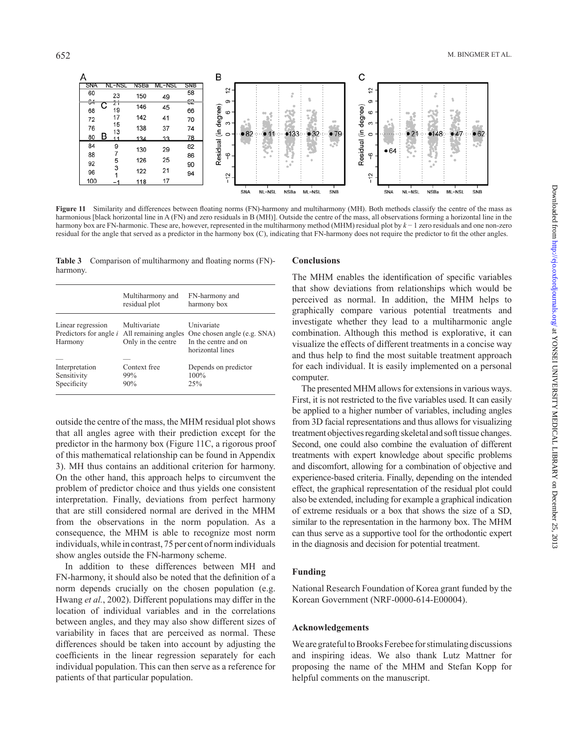**Figure 11** Similarity and differences between floating norms (FN)-harmony and multiharmony (MH). Both methods classify the centre of the mass as harmonious [black horizontal line in A (FN) and zero residuals in B (MH)]. Outside the centre of the mass, all observations forming a horizontal line in the harmony box are FN-harmonic. These are, however, represented in the multiharmony method (MHM) residual plot by $k - 1$ zero residuals and one non-zero residual for the angle that served as a predictor in the harmony box (C), indicating that FN-harmony does not require the predictor to fit the other angles.

**Table 3** Comparison of multiharmony and floating norms (FN)-harmony.

| | Multiharmony and residual plot | FN-harmony and harmony box |
|---|---|---|
| Linear regression | Multivariate | Univariate |
| Predictors for angle $i$ | All remaining angles | One chosen angle (e.g. SNA) |
| Harmony | Only in the centre | In the centre and on horizontal lines |
| — | — | — |
| Interpretation | Context free | Depends on predictor |
| Sensitivity | 99% | 100% |
| Specificity | 90% | 25% |

outside the centre of the mass, the MHM residual plot shows that all angles agree with their prediction except for the predictor in the harmony box (Figure 11C, a rigorous proof of this mathematical relationship can be found in Appendix 3). MH thus contains an additional criterion for harmony. On the other hand, this approach helps to circumvent the problem of predictor choice and thus yields one consistent interpretation. Finally, deviations from perfect harmony that are still considered normal are derived in the MHM from the observations in the norm population. As a consequence, the MHM is able to recognize most norm individuals, while in contrast, 75 per cent of norm individuals show angles outside the FN-harmony scheme.

In addition to these differences between MH and FN-harmony, it should also be noted that the definition of a norm depends crucially on the chosen population (e.g. Hwang *et al.*, 2002). Different populations may differ in the location of individual variables and in the correlations between angles, and they may also show different sizes of variability in faces that are perceived as normal. These differences should be taken into account by adjusting the coefficients in the linear regression separately for each individual population. This can then serve as a reference for patients of that particular population.

## Conclusions

The MHM enables the identification of specific variables that show deviations from relationships which would be perceived as normal. In addition, the MHM helps to graphically compare various potential treatments and investigate whether they lead to a multiharmonic angle combination. Although this method is explorative, it can visualize the effects of different treatments in a concise way and thus help to find the most suitable treatment approach for each individual. It is easily implemented on a personal computer.

The presented MHM allows for extensions in various ways. First, it is not restricted to the five variables used. It can easily be applied to a higher number of variables, including angles from 3D facial representations and thus allows for visualizing treatment objectives regarding skeletal and soft tissue changes. Second, one could also combine the evaluation of different treatments with expert knowledge about specific problems and discomfort, allowing for a combination of objective and experience-based criteria. Finally, depending on the intended effect, the graphical representation of the residual plot could also be extended, including for example a graphical indication of extreme residuals or a box that shows the size of a SD, similar to the representation in the harmony box. The MHM can thus serve as a supportive tool for the orthodontic expert in the diagnosis and decision for potential treatment.

## Funding

National Research Foundation of Korea grant funded by the Korean Government (NRF-0000-614-E00004).

## Acknowledgements

We are grateful to Brooks Ferebee for stimulating discussions and inspiring ideas. We also thank Lutz Mattner for proposing the name of the MHM and Stefan Kopp for helpful comments on the manuscript.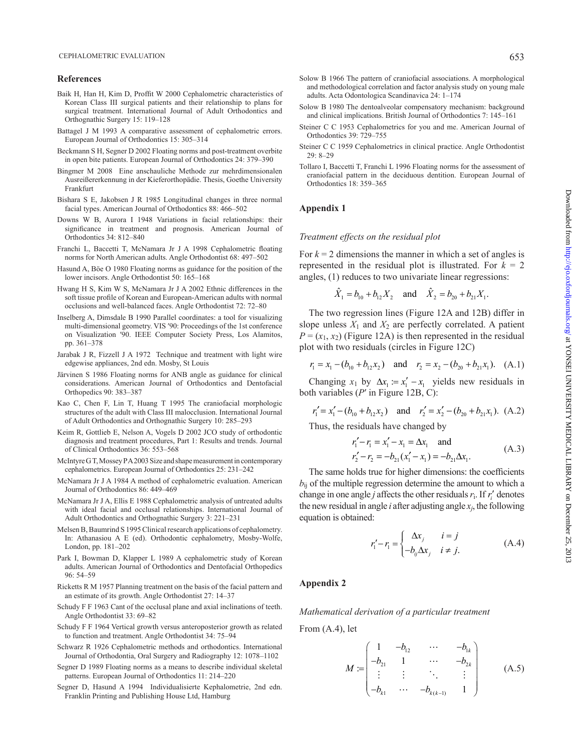## References

Baik H, Han H, Kim D, Proffit W 2000 Cephalometric characteristics of Korean Class III surgical patients and their relationship to plans for surgical treatment. International Journal of Adult Orthodontics and Orthognathic Surgery 15: 119–128

Battagel J M 1993 A comparative assessment of cephalometric errors. European Journal of Orthodontics 15: 305–314

Beckmann S H, Segner D 2002 Floating norms and post-treatment overbite in open bite patients. European Journal of Orthodontics 24: 379–390

Bingmer M 2008 Eine anschauliche Methode zur mehrdimensionalen Ausreißererkennung in der Kieferorthopädie. Thesis, Goethe University Frankfurt

Bishara S E, Jakobsen J R 1985 Longitudinal changes in three normal facial types. American Journal of Orthodontics 88: 466–502

Downs W B, Aurora I 1948 Variations in facial relationships: their significance in treatment and prognosis. American Journal of Orthodontics 34: 812–840

Franchi L, Baccetti T, McNamara Jr J A 1998 Cephalometric floating norms for North American adults. Angle Orthodontist 68: 497–502

Hasund A, Böe O 1980 Floating norms as guidance for the position of the lower incisors. Angle Orthodontist 50: 165–168

Hwang H S, Kim W S, McNamara Jr J A 2002 Ethnic differences in the soft tissue profile of Korean and European-American adults with normal occlusions and well-balanced faces. Angle Orthodontist 72: 72–80

Inselberg A, Dimsdale B 1990 Parallel coordinates: a tool for visualizing multi-dimensional geometry. VIS '90: Proceedings of the 1st conference on Visualization '90. IEEE Computer Society Press, Los Alamitos, pp. 361–378

Jarabak J R, Fizzell J A 1972 Technique and treatment with light wire edgewise appliances, 2nd edn. Mosby, St Louis

Järvinen S 1986 Floating norms for ANB angle as guidance for clinical considerations. American Journal of Orthodontics and Dentofacial Orthopedics 90: 383–387

Kao C, Chen F, Lin T, Huang T 1995 The craniofacial morphologic structures of the adult with Class III malocclusion. International Journal of Adult Orthodontics and Orthognathic Surgery 10: 285–293

Keim R, Gottlieb E, Nelson A, Vogels D 2002 JCO study of orthodontic diagnosis and treatment procedures, Part 1: Results and trends. Journal of Clinical Orthodontics 36: 553–568

McIntyre G T, Mossey P A 2003 Size and shape measurement in contemporary cephalometrics. European Journal of Orthodontics 25: 231–242

McNamara Jr J A 1984 A method of cephalometric evaluation. American Journal of Orthodontics 86: 449–469

McNamara Jr J A, Ellis E 1988 Cephalometric analysis of untreated adults with ideal facial and occlusal relationships. International Journal of Adult Orthodontics and Orthognathic Surgery 3: 221–231

Melsen B, Baumrind S 1995 Clinical research applications of cephalometry. In: Athanasiou A E (ed). Orthodontic cephalometry, Mosby-Wolfe, London, pp. 181–202

Park I, Bowman D, Klapper L 1989 A cephalometric study of Korean adults. American Journal of Orthodontics and Dentofacial Orthopedics 96: 54–59

Ricketts R M 1957 Planning treatment on the basis of the facial pattern and an estimate of its growth. Angle Orthodontist 27: 14–37

Schudy F F 1963 Cant of the occlusal plane and axial inclinations of teeth. Angle Orthodontist 33: 69–82

Schudy F F 1964 Vertical growth versus anteroposterior growth as related to function and treatment. Angle Orthodontist 34: 75–94

Schwarz R 1926 Cephalometric methods and orthodontics. International Journal of Orthodontia, Oral Surgery and Radiography 12: 1078–1102

Segner D 1989 Floating norms as a means to describe individual skeletal patterns. European Journal of Orthodontics 11: 214–220

Segner D, Hasund A 1994 Individualisierte Kephalometrie, 2nd edn. Franklin Printing and Publishing House Ltd, Hamburg

Solow B 1966 The pattern of craniofacial associations. A morphological and methodological correlation and factor analysis study on young male adults. Acta Odontologica Scandinavica 24: 1–174

Solow B 1980 The dentoalveolar compensatory mechanism: background and clinical implications. British Journal of Orthodontics 7: 145–161

Steiner C C 1953 Cephalometrics for you and me. American Journal of Orthodontics 39: 729–755

Steiner C C 1959 Cephalometrics in clinical practice. Angle Orthodontist 29: 8–29

Tollaro I, Baccetti T, Franchi L 1996 Floating norms for the assessment of craniofacial pattern in the deciduous dentition. European Journal of Orthodontics 18: 359–365

## Appendix 1

*Treatment effects on the residual plot*

For $k = 2$ dimensions the manner in which a set of angles is represented in the residual plot is illustrated. For $k = 2$ angles, (1) reduces to two univariate linear regressions:

$$\hat{X}_1 = b_{10} + b_{12}X_2 \quad \text{and} \quad \hat{X}_2 = b_{20} + b_{21}X_1.$$

The two regression lines (Figure 12A and 12B) differ in slope unless $X_1$ and $X_2$ are perfectly correlated. A patient $P = (x_1, x_2)$ (Figure 12A) is then represented in the residual plot with two residuals (circles in Figure 12C)

$$r_1 = x_1 - (b_{10} + b_{12}x_2) \quad \text{and} \quad r_2 = x_2 - (b_{20} + b_{21}x_1). \quad \text{(A.1)}$$

Changing $x_1$ by $\Delta x_1 := x_1' - x_1$ yields new residuals in both variables ($P'$ in Figure 12B, C):

$$r_1' = x_1' - (b_{10} + b_{12}x_2) \quad \text{and} \quad r_2' = x_2' - (b_{20} + b_{21}x_1). \quad \text{(A.2)}$$

Thus, the residuals have changed by

$$\begin{aligned} r_1' - r_1 &= x_1' - x_1 = \Delta x_1 \quad \text{and} \\ r_2' - r_2 &= -b_{21}(x_1' - x_1) = -b_{21}\Delta x_1. \end{aligned} \quad \text{(A.3)}$$

The same holds true for higher dimensions: the coefficients $b_{ij}$ of the multiple regression determine the amount to which a change in one angle $j$ affects the other residuals $r_i$. If $r_i'$ denotes the new residual in angle $i$ after adjusting angle $x_j$, the following equation is obtained:

$$r_i' - r_i = \begin{cases} \Delta x_j & i = j \\ -b_{ij}\Delta x_j & i \neq j. \end{cases} \quad \text{(A.4)}$$

## Appendix 2

*Mathematical derivation of a particular treatment*

From (A.4), let

$$M := \begin{pmatrix} 1 & -b_{12} & \cdots & -b_{1k} \\ -b_{21} & 1 & \cdots & -b_{2k} \\ \vdots & \vdots & \ddots & \vdots \\ -b_{k1} & \cdots & -b_{k(k-1)} & 1 \end{pmatrix} \quad \text{(A.5)}$$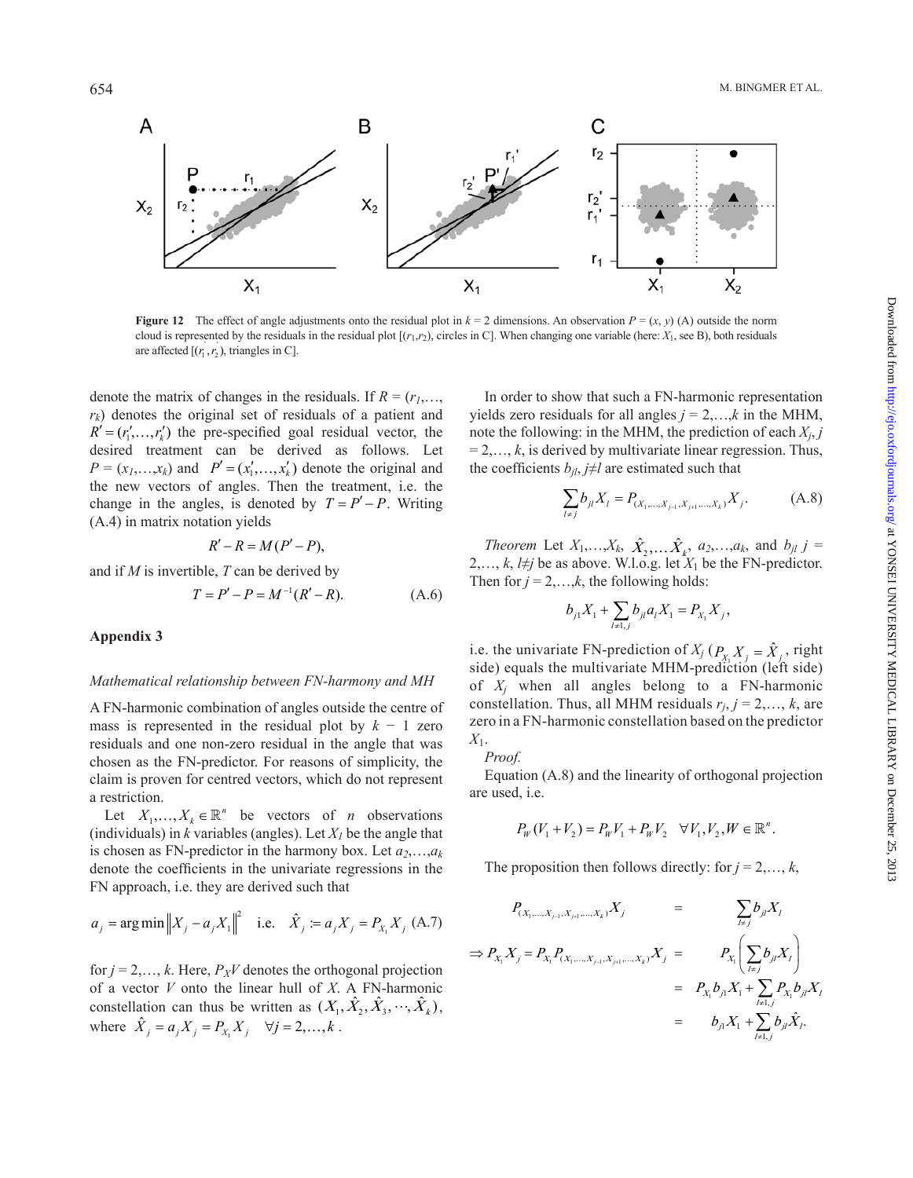A

P

$X_2$

$r_1$

$r_2$

$X_1$

B

$r_1'$

$r_2'$

P'

$X_2$

$X_1$

C

$r_2$

$r_2'$

$r_1'$

$r_1$

$X_1$

$X_2$

**Figure 12** The effect of angle adjustments onto the residual plot in $k = 2$ dimensions. An observation $P = (x, y)$ (A) outside the norm cloud is represented by the residuals in the residual plot [$(r_1,r_2)$, circles in C]. When changing one variable (here: $X_1$, see B), both residuals are affected [$(r_1', r_2')$, triangles in C].

denote the matrix of changes in the residuals. If $R = (r_1,\ldots, r_k)$ denotes the original set of residuals of a patient and $R' = (r_1',\ldots,r_k')$ the pre-specified goal residual vector, the desired treatment can be derived as follows. Let $P = (x_1,\ldots,x_k)$ and $P' = (x_1',\ldots,x_k')$ denote the original and the new vectors of angles. Then the treatment, i.e. the change in the angles, is denoted by $T = P' - P$. Writing (A.4) in matrix notation yields

$$R' - R = M(P' - P),$$

and if $M$ is invertible, $T$ can be derived by

$$T = P' - P = M^{-1}(R' - R). \qquad \text{(A.6)}$$

## Appendix 3

*Mathematical relationship between FN-harmony and MH*

A FN-harmonic combination of angles outside the centre of mass is represented in the residual plot by $k - 1$ zero residuals and one non-zero residual in the angle that was chosen as the FN-predictor. For reasons of simplicity, the claim is proven for centred vectors, which do not represent a restriction.

Let $X_1,\ldots,X_k \in \mathbb{R}^n$ be vectors of $n$ observations (individuals) in $k$ variables (angles). Let $X_1$ be the angle that is chosen as FN-predictor in the harmony box. Let $a_2,\ldots,a_k$ denote the coefficients in the univariate regressions in the FN approach, i.e. they are derived such that

$$a_j = \arg\min \left\| X_j - a_j X_1 \right\|^2 \quad \text{i.e.} \quad \hat{X}_j := a_j X_j = P_{X_1} X_j \qquad \text{(A.7)}$$

for $j = 2,\ldots, k$. Here, $P_X V$ denotes the orthogonal projection of a vector $V$ onto the linear hull of $X$. A FN-harmonic constellation can thus be written as $(X_1, \hat{X}_2, \hat{X}_3, \cdots, \hat{X}_k)$, where $\hat{X}_j = a_j X_j = P_{X_1} X_j \quad \forall j = 2,\ldots,k$.

In order to show that such a FN-harmonic representation yields zero residuals for all angles $j = 2,\ldots,k$ in the MHM, note the following: in the MHM, the prediction of each $X_j$, $j = 2,\ldots, k$, is derived by multivariate linear regression. Thus, the coefficients $b_{jl}$, $j \neq l$ are estimated such that

$$\sum_{l \neq j} b_{jl} X_l = P_{(X_1,\ldots,X_{j-1},X_{j+1},\ldots,X_k)} X_j. \qquad \text{(A.8)}$$

*Theorem* Let $X_1,\ldots,X_k$, $\hat{X}_2,\ldots\hat{X}_k$, $a_2,\ldots,a_k$, and $b_{jl}$ $j = 2,\ldots, k$, $l \neq j$ be as above. W.l.o.g. let $X_1$ be the FN-predictor. Then for $j = 2,\ldots,k$, the following holds:

$$b_{j1} X_1 + \sum_{l \neq 1, j} b_{jl} a_l X_1 = P_{X_1} X_j,$$

i.e. the univariate FN-prediction of $X_j$ ($P_{X_1} X_j = \hat{X}_j$, right side) equals the multivariate MHM-prediction (left side) of $X_j$ when all angles belong to a FN-harmonic constellation. Thus, all MHM residuals $r_j$, $j = 2,\ldots, k$, are zero in a FN-harmonic constellation based on the predictor $X_1$.

*Proof.*

Equation (A.8) and the linearity of orthogonal projection are used, i.e.

$$P_W (V_1 + V_2) = P_W V_1 + P_W V_2 \quad \forall V_1, V_2, W \in \mathbb{R}^n.$$

The proposition then follows directly: for $j = 2,\ldots, k$,

$$\begin{aligned}
P_{(X_1,\ldots,X_{j-1},X_{j+1},\ldots,X_k)} X_j &= \sum_{l \neq j} b_{jl} X_l \\
\Rightarrow P_{X_1} X_j = P_{X_1} P_{(X_1,\ldots,X_{j-1},X_{j+1},\ldots,X_k)} X_j &= P_{X_1}\left( \sum_{l \neq j} b_{jl} X_l \right) \\
&= P_{X_1} b_{j1} X_1 + \sum_{l \neq 1, j} P_{X_1} b_{jl} X_l \\
&= b_{j1} X_1 + \sum_{l \neq 1, j} b_{jl} \hat{X}_l.
\end{aligned}$$